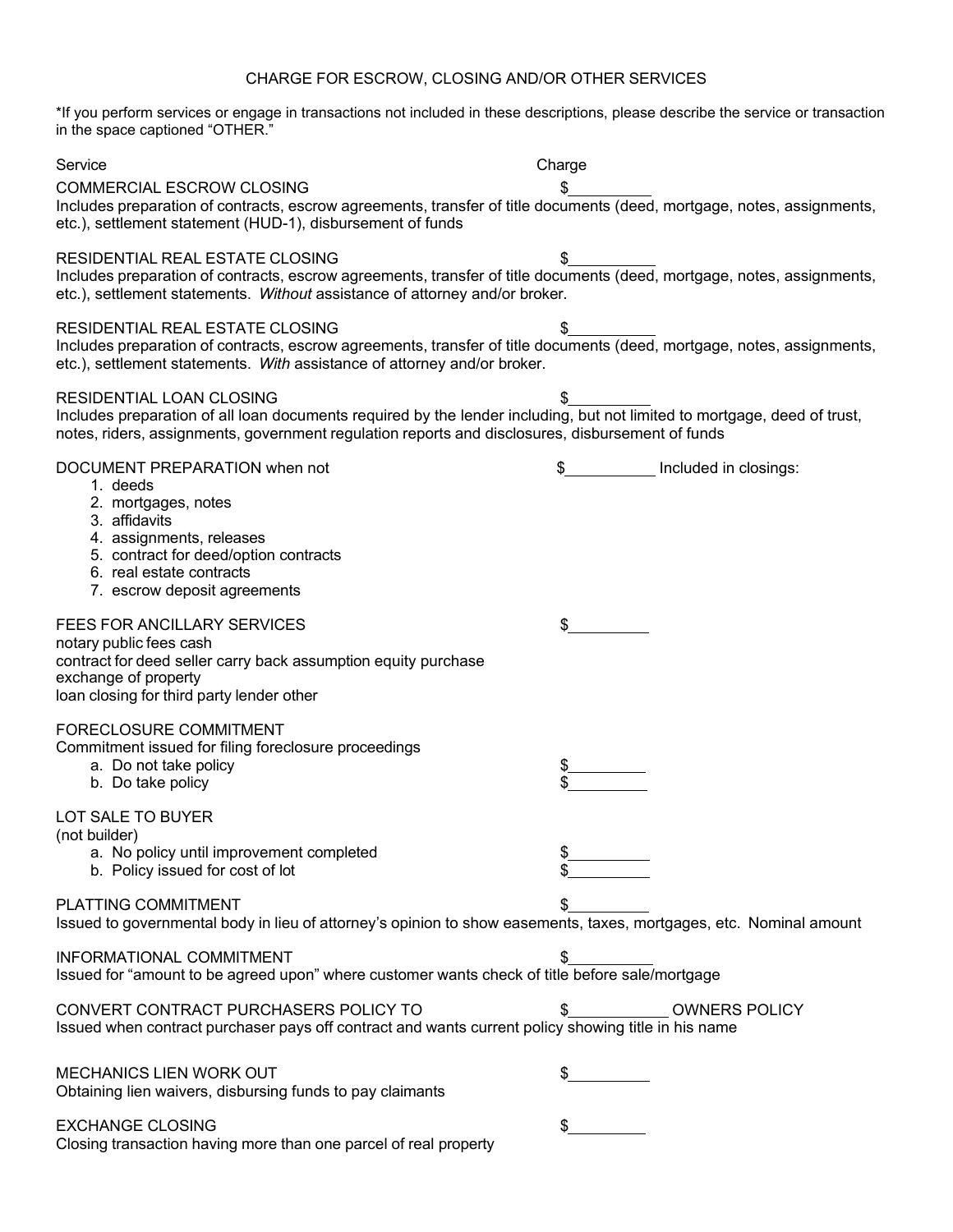# CHARGE FOR ESCROW, CLOSING AND/OR OTHER SERVICES

*If you perform services or engage in transactions not included in these descriptions, please describe the service or transaction in the space captioned "OTHER."

| Service | Charge |
|---|---|
| COMMERCIAL ESCROW CLOSING<br>Includes preparation of contracts, escrow agreements, transfer of title documents (deed, mortgage, notes, assignments, etc.), settlement statement (HUD-1), disbursement of funds | $_________ |
| RESIDENTIAL REAL ESTATE CLOSING<br>Includes preparation of contracts, escrow agreements, transfer of title documents (deed, mortgage, notes, assignments, etc.), settlement statements. *Without* assistance of attorney and/or broker. | $_________ |
| RESIDENTIAL REAL ESTATE CLOSING<br>Includes preparation of contracts, escrow agreements, transfer of title documents (deed, mortgage, notes, assignments, etc.), settlement statements. *With* assistance of attorney and/or broker. | $_________ |
| RESIDENTIAL LOAN CLOSING<br>Includes preparation of all loan documents required by the lender including, but not limited to mortgage, deed of trust, notes, riders, assignments, government regulation reports and disclosures, disbursement of funds | $_________ |
| DOCUMENT PREPARATION when not<br>1. deeds<br>2. mortgages, notes<br>3. affidavits<br>4. assignments, releases<br>5. contract for deed/option contracts<br>6. real estate contracts<br>7. escrow deposit agreements | $_________ Included in closings: |
| FEES FOR ANCILLARY SERVICES<br>notary public fees cash<br>contract for deed seller carry back assumption equity purchase<br>exchange of property<br>loan closing for third party lender other | $_________ |
| FORECLOSURE COMMITMENT<br>Commitment issued for filing foreclosure proceedings<br>a. Do not take policy<br>b. Do take policy | <br><br>$_________<br>$_________ |
| LOT SALE TO BUYER<br>(not builder)<br>a. No policy until improvement completed<br>b. Policy issued for cost of lot | <br><br>$_________<br>$_________ |
| PLATTING COMMITMENT<br>Issued to governmental body in lieu of attorney's opinion to show easements, taxes, mortgages, etc. Nominal amount | $_________ |
| INFORMATIONAL COMMITMENT<br>Issued for "amount to be agreed upon" where customer wants check of title before sale/mortgage | $_________ |
| CONVERT CONTRACT PURCHASERS POLICY TO<br>Issued when contract purchaser pays off contract and wants current policy showing title in his name | $_________ OWNERS POLICY |
| MECHANICS LIEN WORK OUT<br>Obtaining lien waivers, disbursing funds to pay claimants | $_________ |
| EXCHANGE CLOSING<br>Closing transaction having more than one parcel of real property | $_________ |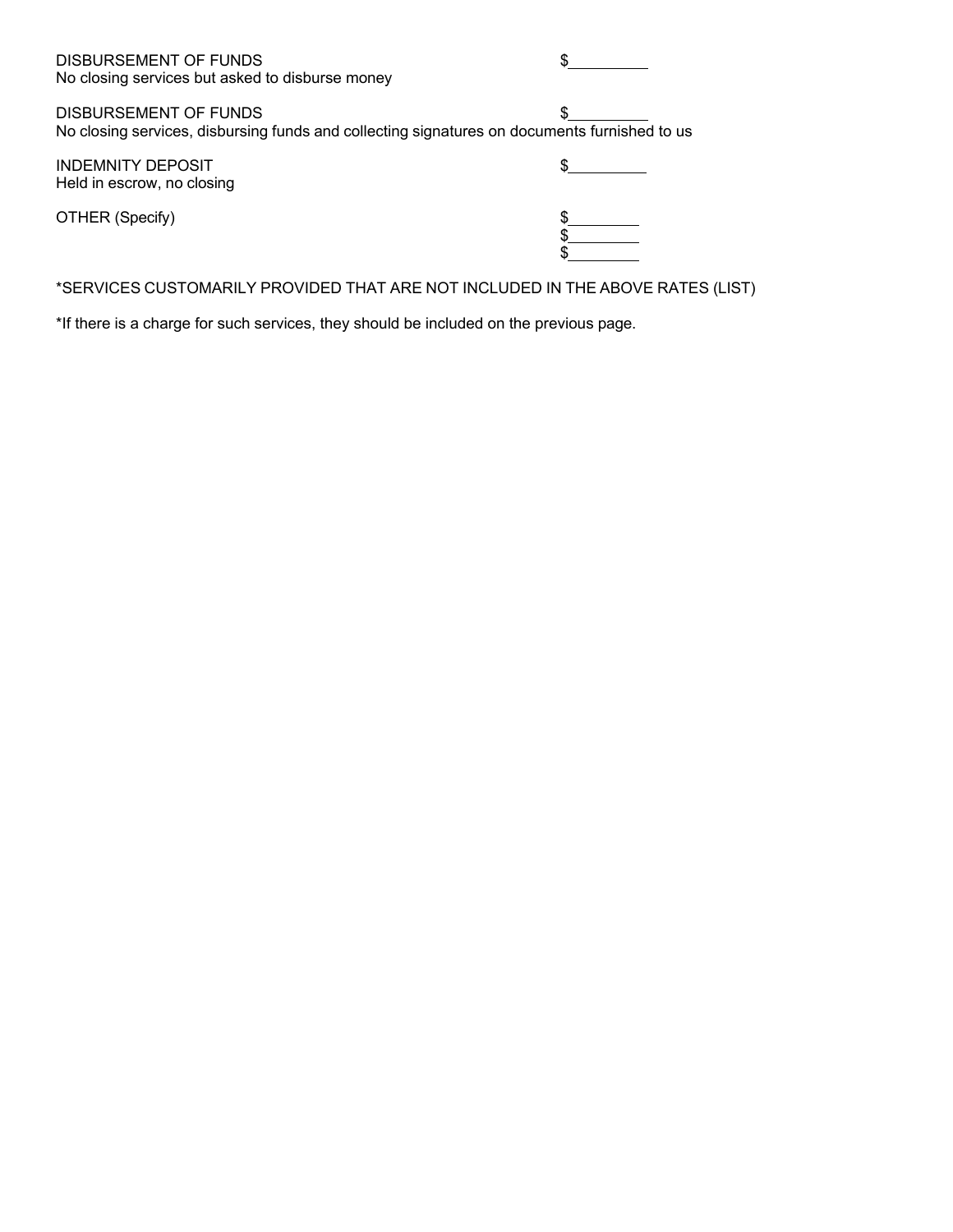DISBURSEMENT OF FUNDS $__________
No closing services but asked to disburse money

DISBURSEMENT OF FUNDS $__________
No closing services, disbursing funds and collecting signatures on documents furnished to us

INDEMNITY DEPOSIT $__________
Held in escrow, no closing

OTHER (Specify) $_________
$_________
$_________

*SERVICES CUSTOMARILY PROVIDED THAT ARE NOT INCLUDED IN THE ABOVE RATES (LIST)

*If there is a charge for such services, they should be included on the previous page.